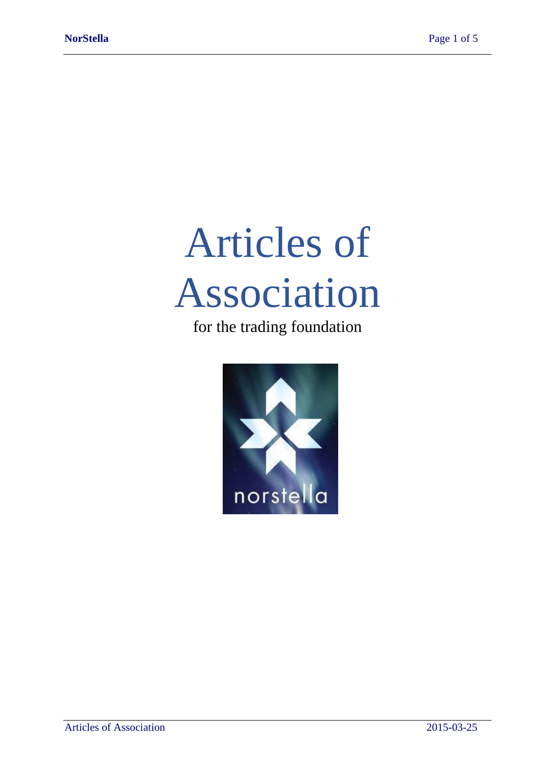# Articles of Association

for the trading foundation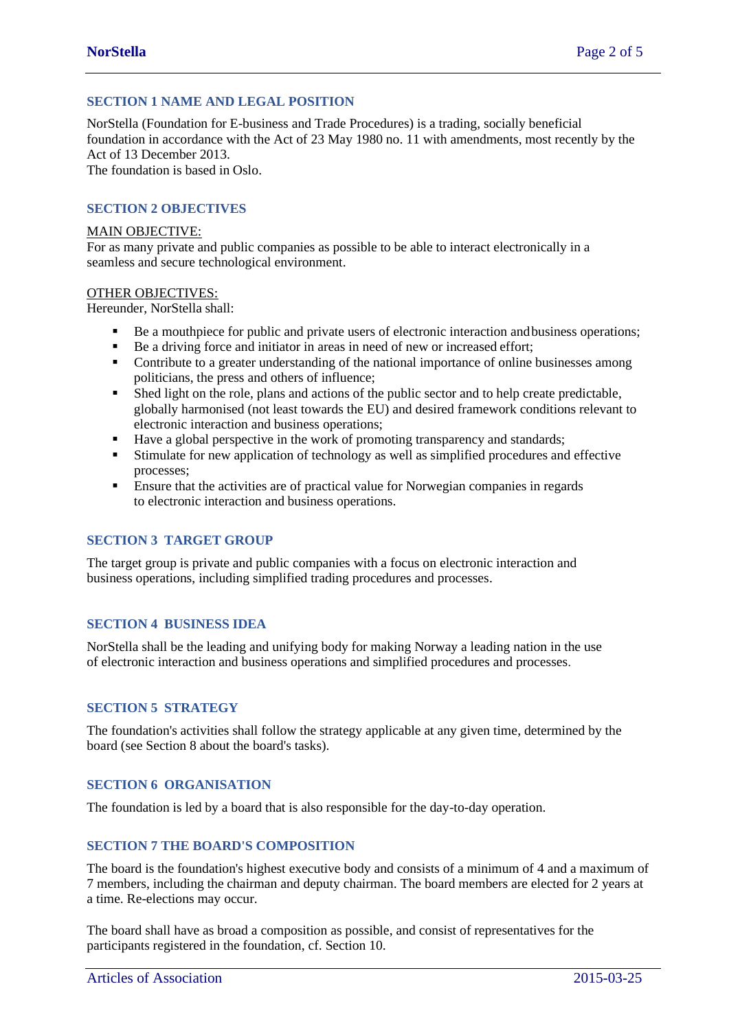## SECTION 1 NAME AND LEGAL POSITION

NorStella (Foundation for E-business and Trade Procedures) is a trading, socially beneficial foundation in accordance with the Act of 23 May 1980 no. 11 with amendments, most recently by the Act of 13 December 2013.
The foundation is based in Oslo.

## SECTION 2 OBJECTIVES

MAIN OBJECTIVE:
For as many private and public companies as possible to be able to interact electronically in a seamless and secure technological environment.

OTHER OBJECTIVES:
Hereunder, NorStella shall:

- Be a mouthpiece for public and private users of electronic interaction and business operations;
- Be a driving force and initiator in areas in need of new or increased effort;
- Contribute to a greater understanding of the national importance of online businesses among politicians, the press and others of influence;
- Shed light on the role, plans and actions of the public sector and to help create predictable, globally harmonised (not least towards the EU) and desired framework conditions relevant to electronic interaction and business operations;
- Have a global perspective in the work of promoting transparency and standards;
- Stimulate for new application of technology as well as simplified procedures and effective processes;
- Ensure that the activities are of practical value for Norwegian companies in regards to electronic interaction and business operations.

## SECTION 3 TARGET GROUP

The target group is private and public companies with a focus on electronic interaction and business operations, including simplified trading procedures and processes.

## SECTION 4 BUSINESS IDEA

NorStella shall be the leading and unifying body for making Norway a leading nation in the use of electronic interaction and business operations and simplified procedures and processes.

## SECTION 5 STRATEGY

The foundation's activities shall follow the strategy applicable at any given time, determined by the board (see Section 8 about the board's tasks).

## SECTION 6 ORGANISATION

The foundation is led by a board that is also responsible for the day-to-day operation.

## SECTION 7 THE BOARD'S COMPOSITION

The board is the foundation's highest executive body and consists of a minimum of 4 and a maximum of 7 members, including the chairman and deputy chairman. The board members are elected for 2 years at a time. Re-elections may occur.

The board shall have as broad a composition as possible, and consist of representatives for the participants registered in the foundation, cf. Section 10.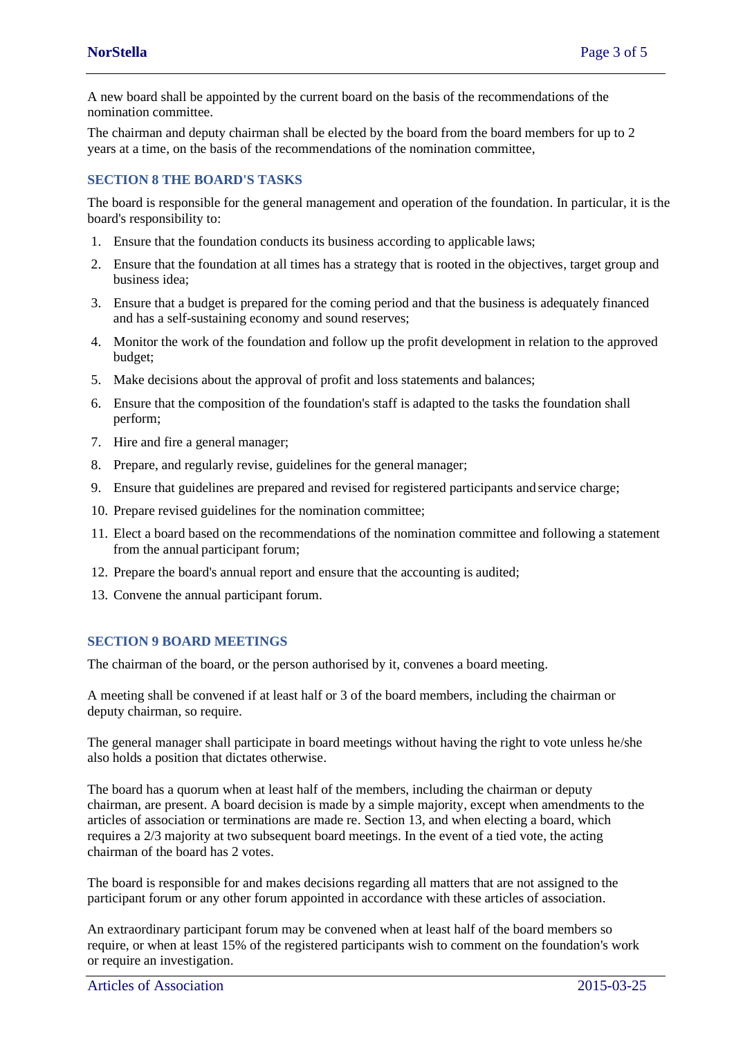A new board shall be appointed by the current board on the basis of the recommendations of the nomination committee.

The chairman and deputy chairman shall be elected by the board from the board members for up to 2 years at a time, on the basis of the recommendations of the nomination committee,

## SECTION 8 THE BOARD'S TASKS

The board is responsible for the general management and operation of the foundation. In particular, it is the board's responsibility to:

1. Ensure that the foundation conducts its business according to applicable laws;
2. Ensure that the foundation at all times has a strategy that is rooted in the objectives, target group and business idea;
3. Ensure that a budget is prepared for the coming period and that the business is adequately financed and has a self-sustaining economy and sound reserves;
4. Monitor the work of the foundation and follow up the profit development in relation to the approved budget;
5. Make decisions about the approval of profit and loss statements and balances;
6. Ensure that the composition of the foundation's staff is adapted to the tasks the foundation shall perform;
7. Hire and fire a general manager;
8. Prepare, and regularly revise, guidelines for the general manager;
9. Ensure that guidelines are prepared and revised for registered participants and service charge;
10. Prepare revised guidelines for the nomination committee;
11. Elect a board based on the recommendations of the nomination committee and following a statement from the annual participant forum;
12. Prepare the board's annual report and ensure that the accounting is audited;
13. Convene the annual participant forum.

## SECTION 9 BOARD MEETINGS

The chairman of the board, or the person authorised by it, convenes a board meeting.

A meeting shall be convened if at least half or 3 of the board members, including the chairman or deputy chairman, so require.

The general manager shall participate in board meetings without having the right to vote unless he/she also holds a position that dictates otherwise.

The board has a quorum when at least half of the members, including the chairman or deputy chairman, are present. A board decision is made by a simple majority, except when amendments to the articles of association or terminations are made re. Section 13, and when electing a board, which requires a 2/3 majority at two subsequent board meetings. In the event of a tied vote, the acting chairman of the board has 2 votes.

The board is responsible for and makes decisions regarding all matters that are not assigned to the participant forum or any other forum appointed in accordance with these articles of association.

An extraordinary participant forum may be convened when at least half of the board members so require, or when at least 15% of the registered participants wish to comment on the foundation's work or require an investigation.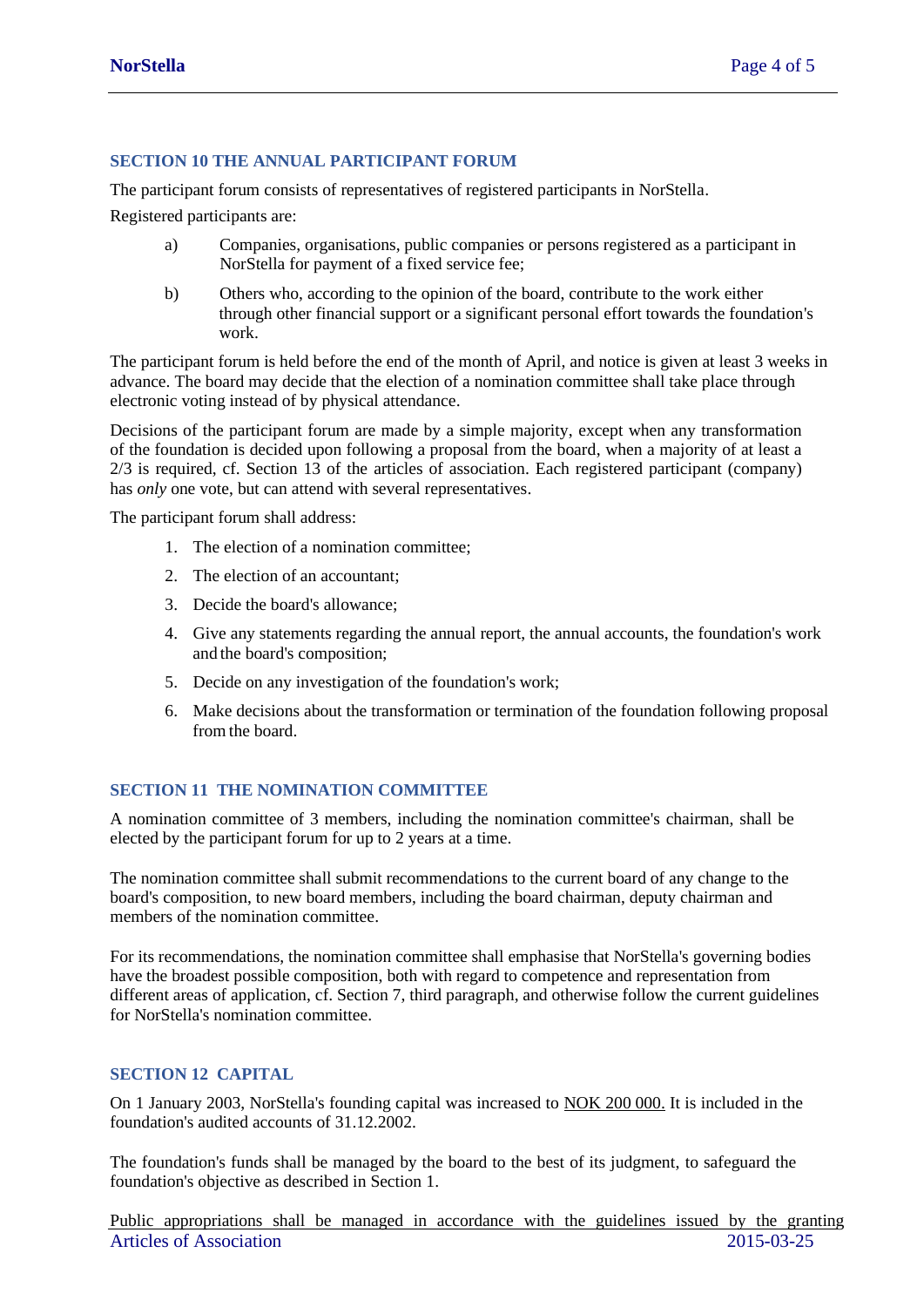## SECTION 10 THE ANNUAL PARTICIPANT FORUM

The participant forum consists of representatives of registered participants in NorStella.

Registered participants are:

a) Companies, organisations, public companies or persons registered as a participant in NorStella for payment of a fixed service fee;

b) Others who, according to the opinion of the board, contribute to the work either through other financial support or a significant personal effort towards the foundation's work.

The participant forum is held before the end of the month of April, and notice is given at least 3 weeks in advance. The board may decide that the election of a nomination committee shall take place through electronic voting instead of by physical attendance.

Decisions of the participant forum are made by a simple majority, except when any transformation of the foundation is decided upon following a proposal from the board, when a majority of at least a 2/3 is required, cf. Section 13 of the articles of association. Each registered participant (company) has *only* one vote, but can attend with several representatives.

The participant forum shall address:

1. The election of a nomination committee;
2. The election of an accountant;
3. Decide the board's allowance;
4. Give any statements regarding the annual report, the annual accounts, the foundation's work and the board's composition;
5. Decide on any investigation of the foundation's work;
6. Make decisions about the transformation or termination of the foundation following proposal from the board.

## SECTION 11 THE NOMINATION COMMITTEE

A nomination committee of 3 members, including the nomination committee's chairman, shall be elected by the participant forum for up to 2 years at a time.

The nomination committee shall submit recommendations to the current board of any change to the board's composition, to new board members, including the board chairman, deputy chairman and members of the nomination committee.

For its recommendations, the nomination committee shall emphasise that NorStella's governing bodies have the broadest possible composition, both with regard to competence and representation from different areas of application, cf. Section 7, third paragraph, and otherwise follow the current guidelines for NorStella's nomination committee.

## SECTION 12 CAPITAL

On 1 January 2003, NorStella's founding capital was increased to <u>NOK 200 000.</u> It is included in the foundation's audited accounts of 31.12.2002.

The foundation's funds shall be managed by the board to the best of its judgment, to safeguard the foundation's objective as described in Section 1.

<u>Public appropriations shall be managed in accordance with the guidelines issued by the granting</u>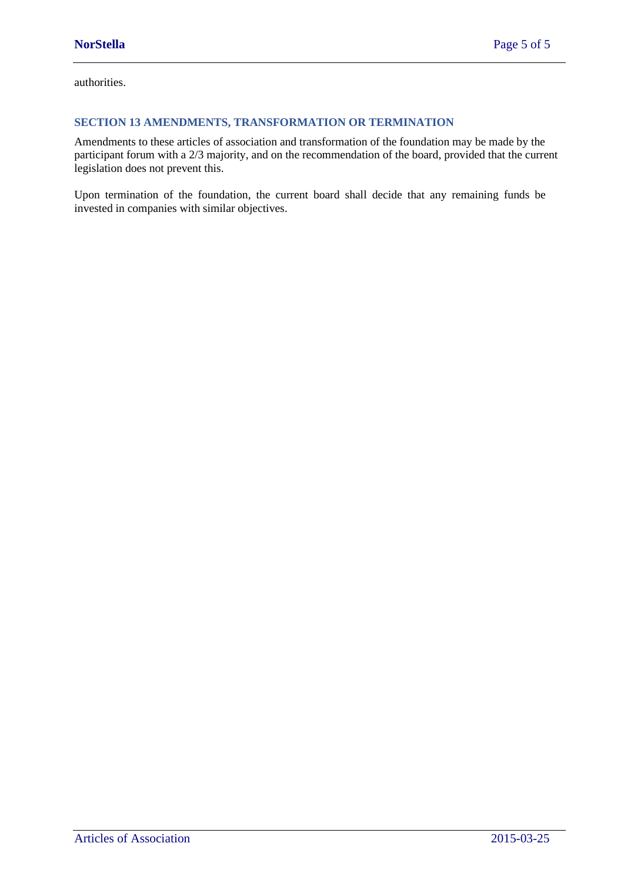authorities.

### SECTION 13 AMENDMENTS, TRANSFORMATION OR TERMINATION

Amendments to these articles of association and transformation of the foundation may be made by the participant forum with a 2/3 majority, and on the recommendation of the board, provided that the current legislation does not prevent this.

Upon termination of the foundation, the current board shall decide that any remaining funds be invested in companies with similar objectives.